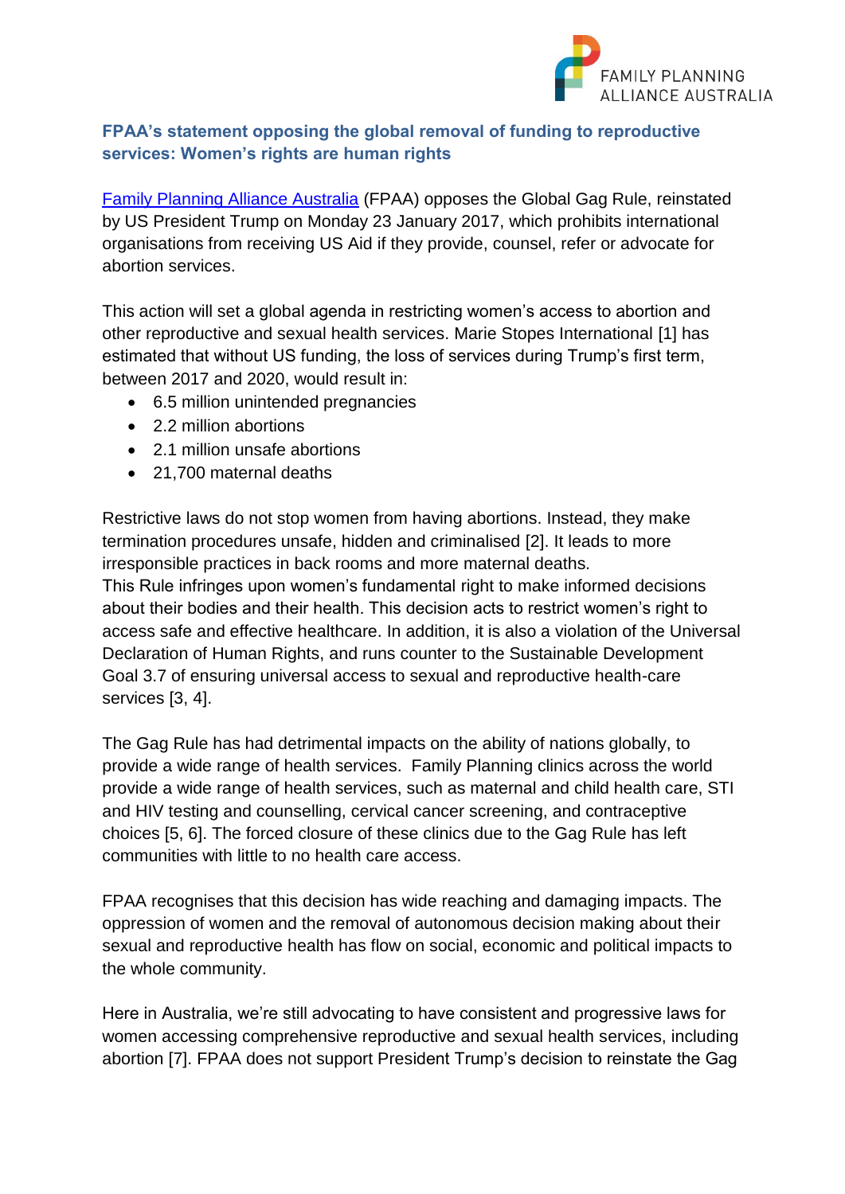FAMILY PLANNING ALLIANCE AUSTRALIA

## FPAA's statement opposing the global removal of funding to reproductive services: Women's rights are human rights

Family Planning Alliance Australia (FPAA) opposes the Global Gag Rule, reinstated by US President Trump on Monday 23 January 2017, which prohibits international organisations from receiving US Aid if they provide, counsel, refer or advocate for abortion services.

This action will set a global agenda in restricting women's access to abortion and other reproductive and sexual health services. Marie Stopes International [1] has estimated that without US funding, the loss of services during Trump's first term, between 2017 and 2020, would result in:

- 6.5 million unintended pregnancies
- 2.2 million abortions
- 2.1 million unsafe abortions
- 21,700 maternal deaths

Restrictive laws do not stop women from having abortions. Instead, they make termination procedures unsafe, hidden and criminalised [2]. It leads to more irresponsible practices in back rooms and more maternal deaths.
This Rule infringes upon women's fundamental right to make informed decisions about their bodies and their health. This decision acts to restrict women's right to access safe and effective healthcare. In addition, it is also a violation of the Universal Declaration of Human Rights, and runs counter to the Sustainable Development Goal 3.7 of ensuring universal access to sexual and reproductive health-care services [3, 4].

The Gag Rule has had detrimental impacts on the ability of nations globally, to provide a wide range of health services. Family Planning clinics across the world provide a wide range of health services, such as maternal and child health care, STI and HIV testing and counselling, cervical cancer screening, and contraceptive choices [5, 6]. The forced closure of these clinics due to the Gag Rule has left communities with little to no health care access.

FPAA recognises that this decision has wide reaching and damaging impacts. The oppression of women and the removal of autonomous decision making about their sexual and reproductive health has flow on social, economic and political impacts to the whole community.

Here in Australia, we're still advocating to have consistent and progressive laws for women accessing comprehensive reproductive and sexual health services, including abortion [7]. FPAA does not support President Trump's decision to reinstate the Gag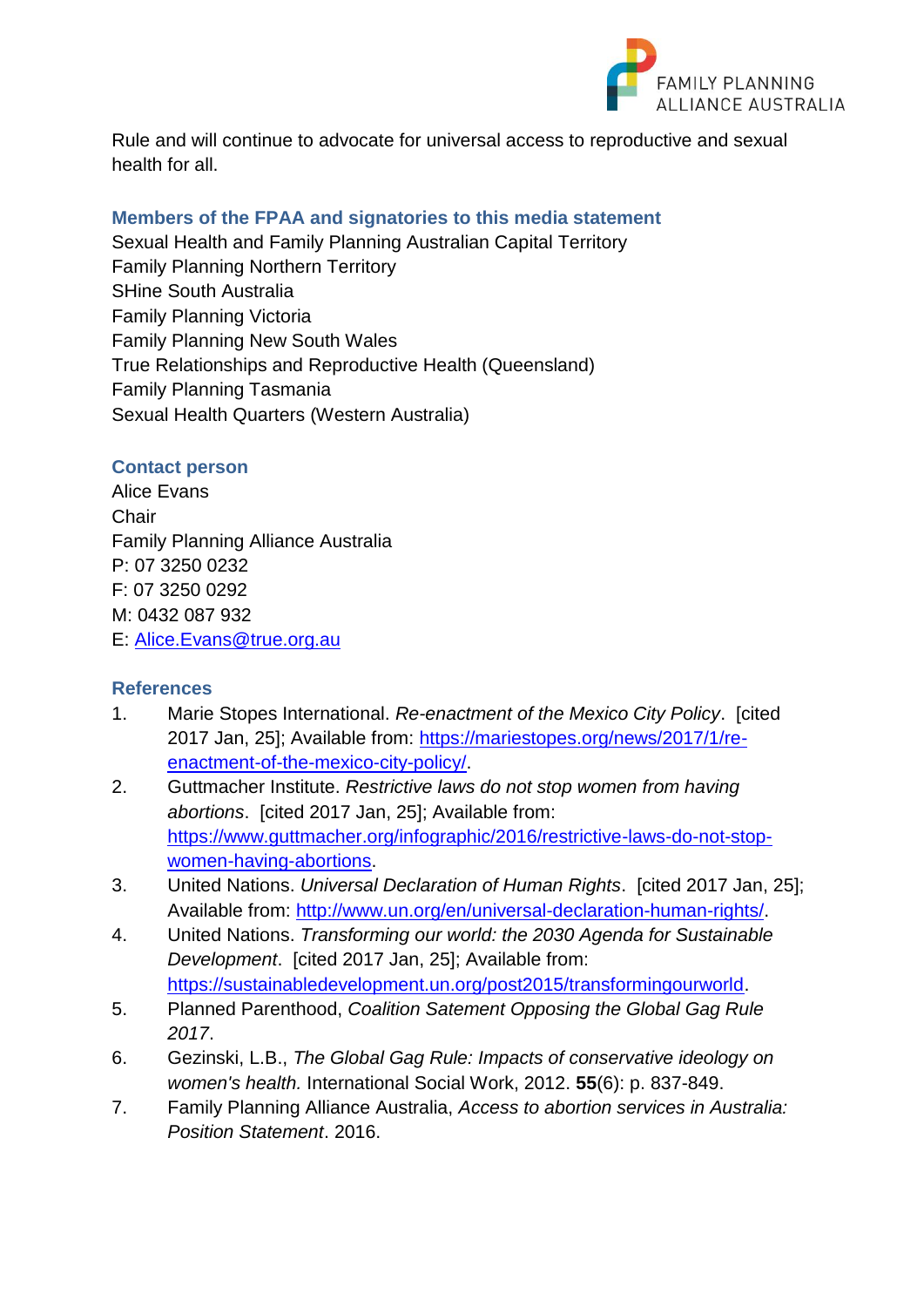Rule and will continue to advocate for universal access to reproductive and sexual health for all.

### Members of the FPAA and signatories to this media statement

Sexual Health and Family Planning Australian Capital Territory
Family Planning Northern Territory
SHine South Australia
Family Planning Victoria
Family Planning New South Wales
True Relationships and Reproductive Health (Queensland)
Family Planning Tasmania
Sexual Health Quarters (Western Australia)

### Contact person

Alice Evans
Chair
Family Planning Alliance Australia
P: 07 3250 0232
F: 07 3250 0292
M: 0432 087 932
E: Alice.Evans@true.org.au

### References

1. Marie Stopes International. *Re-enactment of the Mexico City Policy*. [cited 2017 Jan, 25]; Available from: https://mariestopes.org/news/2017/1/re-enactment-of-the-mexico-city-policy/.
2. Guttmacher Institute. *Restrictive laws do not stop women from having abortions*. [cited 2017 Jan, 25]; Available from: https://www.guttmacher.org/infographic/2016/restrictive-laws-do-not-stop-women-having-abortions.
3. United Nations. *Universal Declaration of Human Rights*. [cited 2017 Jan, 25]; Available from: http://www.un.org/en/universal-declaration-human-rights/.
4. United Nations. *Transforming our world: the 2030 Agenda for Sustainable Development*. [cited 2017 Jan, 25]; Available from: https://sustainabledevelopment.un.org/post2015/transformingourworld.
5. Planned Parenthood, *Coalition Satement Opposing the Global Gag Rule 2017*.
6. Gezinski, L.B., *The Global Gag Rule: Impacts of conservative ideology on women's health.* International Social Work, 2012. **55**(6): p. 837-849.
7. Family Planning Alliance Australia, *Access to abortion services in Australia: Position Statement*. 2016.